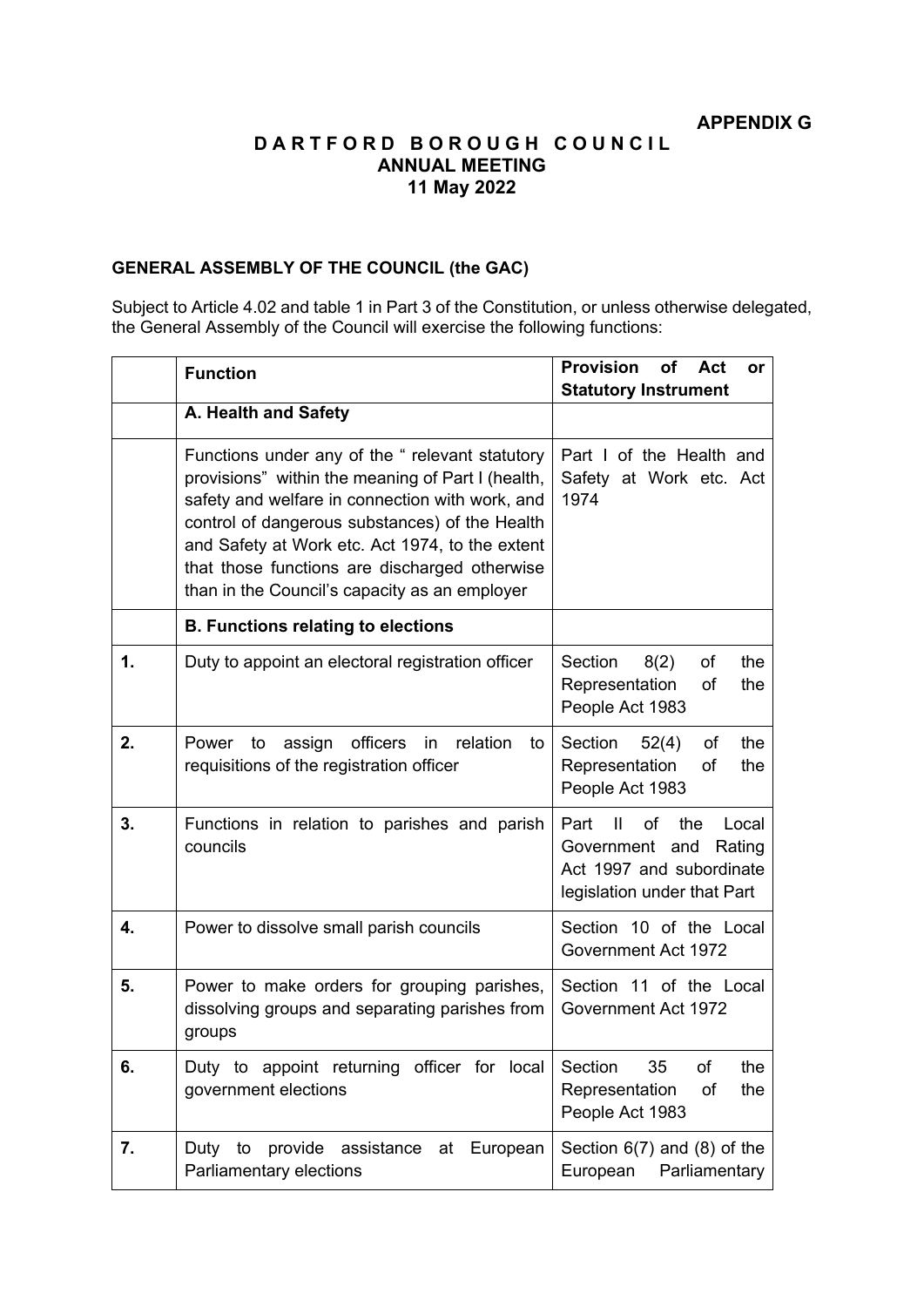**APPENDIX G**

# DARTFORD BOROUGH COUNCIL
## ANNUAL MEETING
## 11 May 2022

**GENERAL ASSEMBLY OF THE COUNCIL (the GAC)**

Subject to Article 4.02 and table 1 in Part 3 of the Constitution, or unless otherwise delegated, the General Assembly of the Council will exercise the following functions:

| | **Function** | **Provision of Act or Statutory Instrument** |
|---|---|---|
| | **A. Health and Safety** | |
| | Functions under any of the " relevant statutory provisions" within the meaning of Part I (health, safety and welfare in connection with work, and control of dangerous substances) of the Health and Safety at Work etc. Act 1974, to the extent that those functions are discharged otherwise than in the Council's capacity as an employer | Part I of the Health and Safety at Work etc. Act 1974 |
| | **B. Functions relating to elections** | |
| **1.** | Duty to appoint an electoral registration officer | Section 8(2) of the Representation of the People Act 1983 |
| **2.** | Power to assign officers in relation to requisitions of the registration officer | Section 52(4) of the Representation of the People Act 1983 |
| **3.** | Functions in relation to parishes and parish councils | Part II of the Local Government and Rating Act 1997 and subordinate legislation under that Part |
| **4.** | Power to dissolve small parish councils | Section 10 of the Local Government Act 1972 |
| **5.** | Power to make orders for grouping parishes, dissolving groups and separating parishes from groups | Section 11 of the Local Government Act 1972 |
| **6.** | Duty to appoint returning officer for local government elections | Section 35 of the Representation of the People Act 1983 |
| **7.** | Duty to provide assistance at European Parliamentary elections | Section 6(7) and (8) of the European Parliamentary |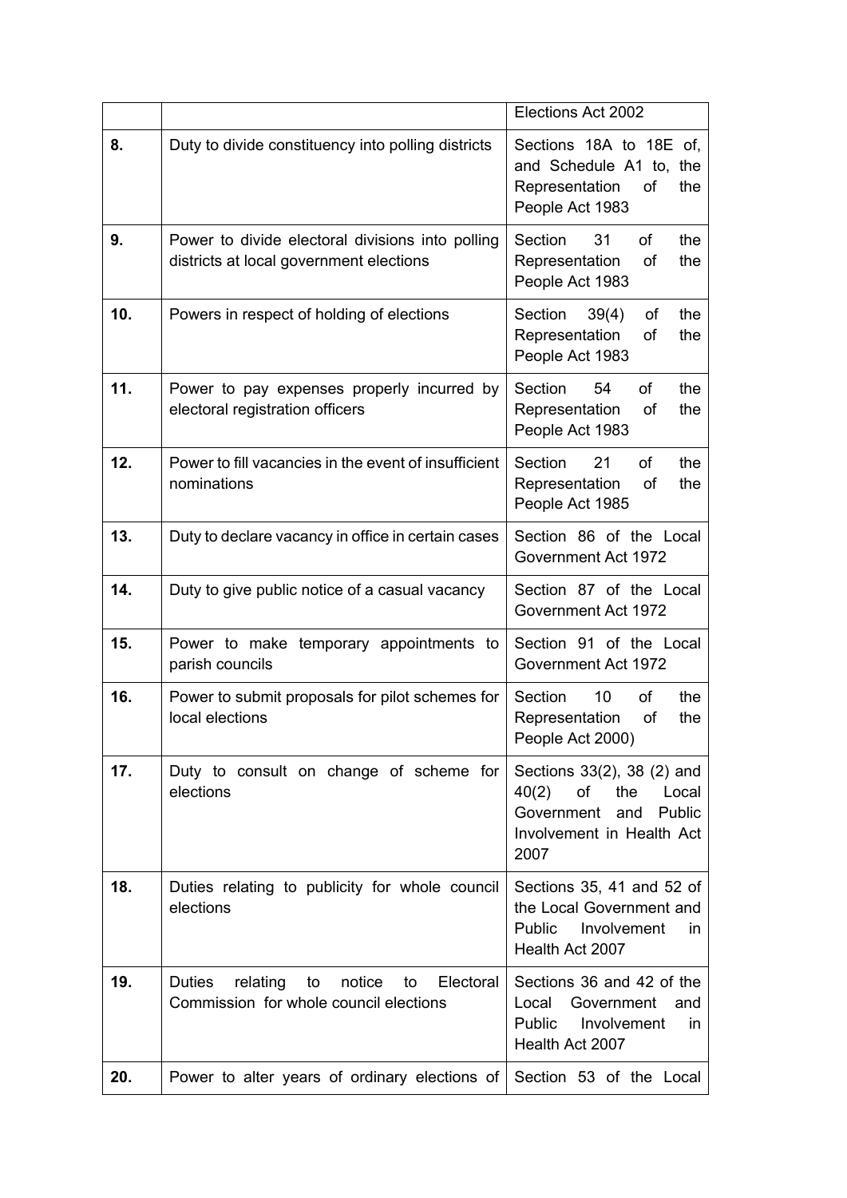| | | |
|---|---|---|
| | | Elections Act 2002 |
| **8.** | Duty to divide constituency into polling districts | Sections 18A to 18E of, and Schedule A1 to, the Representation of the People Act 1983 |
| **9.** | Power to divide electoral divisions into polling districts at local government elections | Section 31 of the Representation of the People Act 1983 |
| **10.** | Powers in respect of holding of elections | Section 39(4) of the Representation of the People Act 1983 |
| **11.** | Power to pay expenses properly incurred by electoral registration officers | Section 54 of the Representation of the People Act 1983 |
| **12.** | Power to fill vacancies in the event of insufficient nominations | Section 21 of the Representation of the People Act 1985 |
| **13.** | Duty to declare vacancy in office in certain cases | Section 86 of the Local Government Act 1972 |
| **14.** | Duty to give public notice of a casual vacancy | Section 87 of the Local Government Act 1972 |
| **15.** | Power to make temporary appointments to parish councils | Section 91 of the Local Government Act 1972 |
| **16.** | Power to submit proposals for pilot schemes for local elections | Section 10 of the Representation of the People Act 2000) |
| **17.** | Duty to consult on change of scheme for elections | Sections 33(2), 38 (2) and 40(2) of the Local Government and Public Involvement in Health Act 2007 |
| **18.** | Duties relating to publicity for whole council elections | Sections 35, 41 and 52 of the Local Government and Public Involvement in Health Act 2007 |
| **19.** | Duties relating to notice to Electoral Commission for whole council elections | Sections 36 and 42 of the Local Government and Public Involvement in Health Act 2007 |
| **20.** | Power to alter years of ordinary elections of | Section 53 of the Local |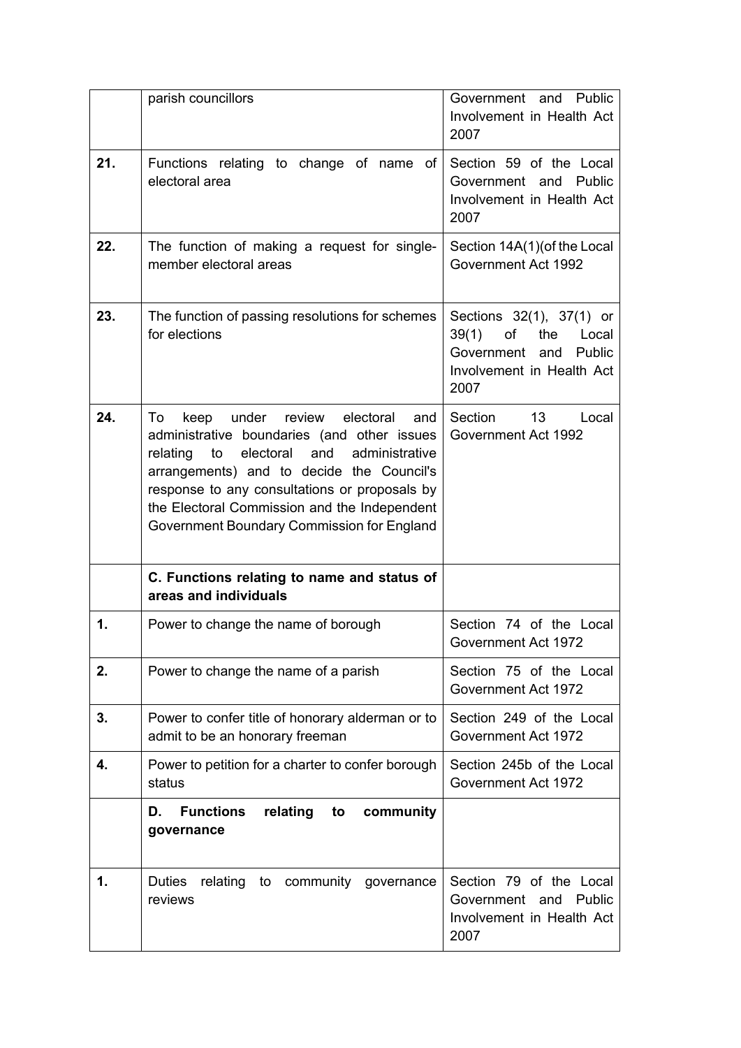| | | |
|---|---|---|
| | parish councillors | Government and Public Involvement in Health Act 2007 |
| **21.** | Functions relating to change of name of electoral area | Section 59 of the Local Government and Public Involvement in Health Act 2007 |
| **22.** | The function of making a request for single-member electoral areas | Section 14A(1)(of the Local Government Act 1992 |
| **23.** | The function of passing resolutions for schemes for elections | Sections 32(1), 37(1) or 39(1) of the Local Government and Public Involvement in Health Act 2007 |
| **24.** | To keep under review electoral and administrative boundaries (and other issues relating to electoral and administrative arrangements) and to decide the Council's response to any consultations or proposals by the Electoral Commission and the Independent Government Boundary Commission for England | Section 13 Local Government Act 1992 |
| | **C. Functions relating to name and status of areas and individuals** | |
| **1.** | Power to change the name of borough | Section 74 of the Local Government Act 1972 |
| **2.** | Power to change the name of a parish | Section 75 of the Local Government Act 1972 |
| **3.** | Power to confer title of honorary alderman or to admit to be an honorary freeman | Section 249 of the Local Government Act 1972 |
| **4.** | Power to petition for a charter to confer borough status | Section 245b of the Local Government Act 1972 |
| | **D. Functions relating to community governance** | |
| **1.** | Duties relating to community governance reviews | Section 79 of the Local Government and Public Involvement in Health Act 2007 |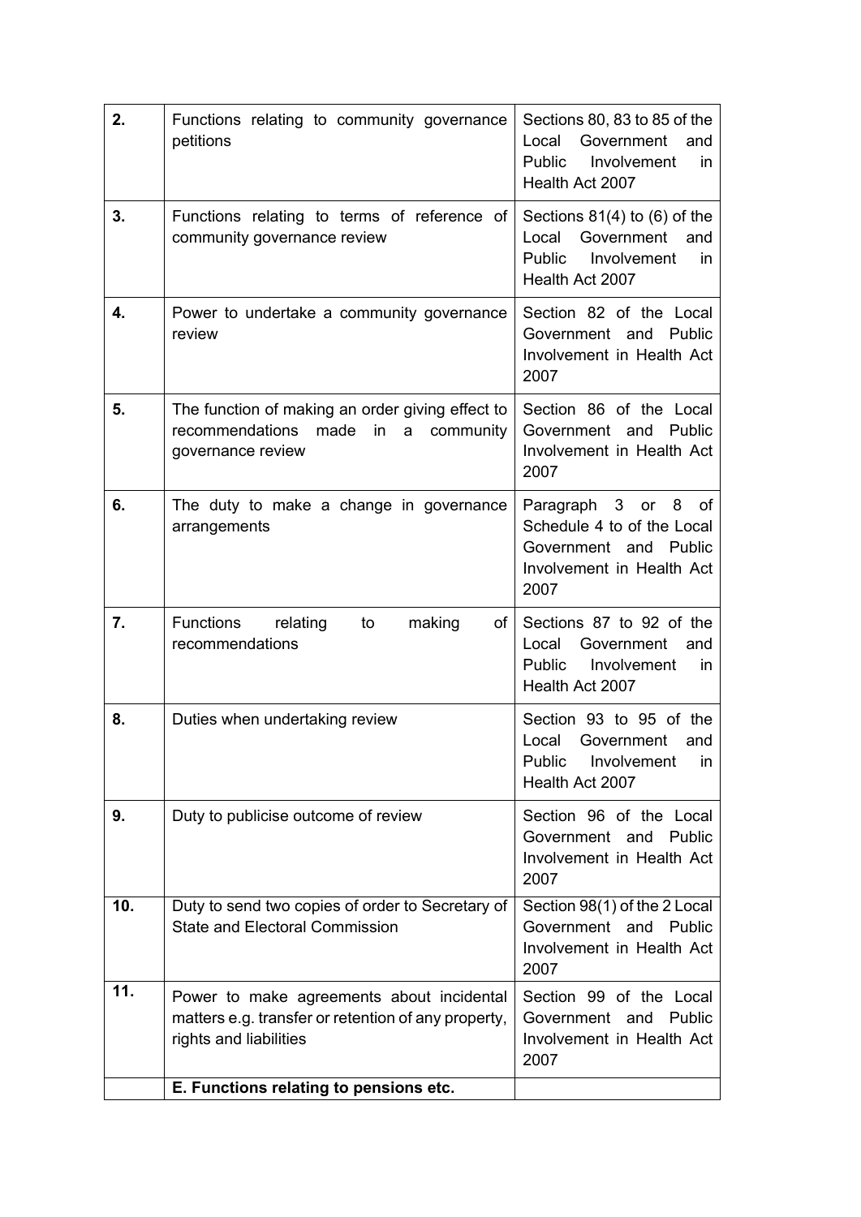| | | |
|---|---|---|
| **2.** | Functions relating to community governance petitions | Sections 80, 83 to 85 of the Local Government and Public Involvement in Health Act 2007 |
| **3.** | Functions relating to terms of reference of community governance review | Sections 81(4) to (6) of the Local Government and Public Involvement in Health Act 2007 |
| **4.** | Power to undertake a community governance review | Section 82 of the Local Government and Public Involvement in Health Act 2007 |
| **5.** | The function of making an order giving effect to recommendations made in a community governance review | Section 86 of the Local Government and Public Involvement in Health Act 2007 |
| **6.** | The duty to make a change in governance arrangements | Paragraph 3 or 8 of Schedule 4 to of the Local Government and Public Involvement in Health Act 2007 |
| **7.** | Functions relating to making of recommendations | Sections 87 to 92 of the Local Government and Public Involvement in Health Act 2007 |
| **8.** | Duties when undertaking review | Section 93 to 95 of the Local Government and Public Involvement in Health Act 2007 |
| **9.** | Duty to publicise outcome of review | Section 96 of the Local Government and Public Involvement in Health Act 2007 |
| **10.** | Duty to send two copies of order to Secretary of State and Electoral Commission | Section 98(1) of the 2 Local Government and Public Involvement in Health Act 2007 |
| **11.** | Power to make agreements about incidental matters e.g. transfer or retention of any property, rights and liabilities | Section 99 of the Local Government and Public Involvement in Health Act 2007 |
| | **E. Functions relating to pensions etc.** | |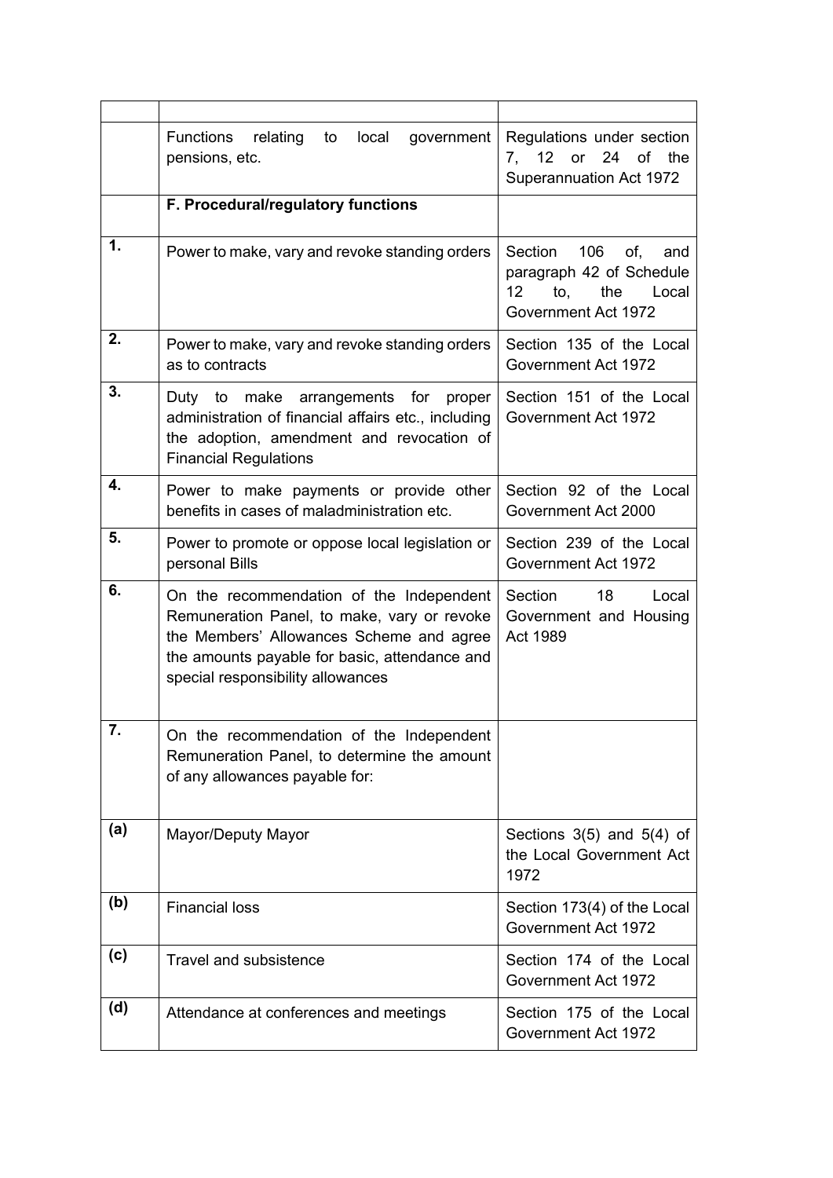| | | |
|---|---|---|
| | | |
| | Functions relating to local government pensions, etc. | Regulations under section 7, 12 or 24 of the Superannuation Act 1972 |
| | **F. Procedural/regulatory functions** | |
| **1.** | Power to make, vary and revoke standing orders | Section 106 of, and paragraph 42 of Schedule 12 to, the Local Government Act 1972 |
| **2.** | Power to make, vary and revoke standing orders as to contracts | Section 135 of the Local Government Act 1972 |
| **3.** | Duty to make arrangements for proper administration of financial affairs etc., including the adoption, amendment and revocation of Financial Regulations | Section 151 of the Local Government Act 1972 |
| **4.** | Power to make payments or provide other benefits in cases of maladministration etc. | Section 92 of the Local Government Act 2000 |
| **5.** | Power to promote or oppose local legislation or personal Bills | Section 239 of the Local Government Act 1972 |
| **6.** | On the recommendation of the Independent Remuneration Panel, to make, vary or revoke the Members' Allowances Scheme and agree the amounts payable for basic, attendance and special responsibility allowances | Section 18 Local Government and Housing Act 1989 |
| **7.** | On the recommendation of the Independent Remuneration Panel, to determine the amount of any allowances payable for: | |
| **(a)** | Mayor/Deputy Mayor | Sections 3(5) and 5(4) of the Local Government Act 1972 |
| **(b)** | Financial loss | Section 173(4) of the Local Government Act 1972 |
| **(c)** | Travel and subsistence | Section 174 of the Local Government Act 1972 |
| **(d)** | Attendance at conferences and meetings | Section 175 of the Local Government Act 1972 |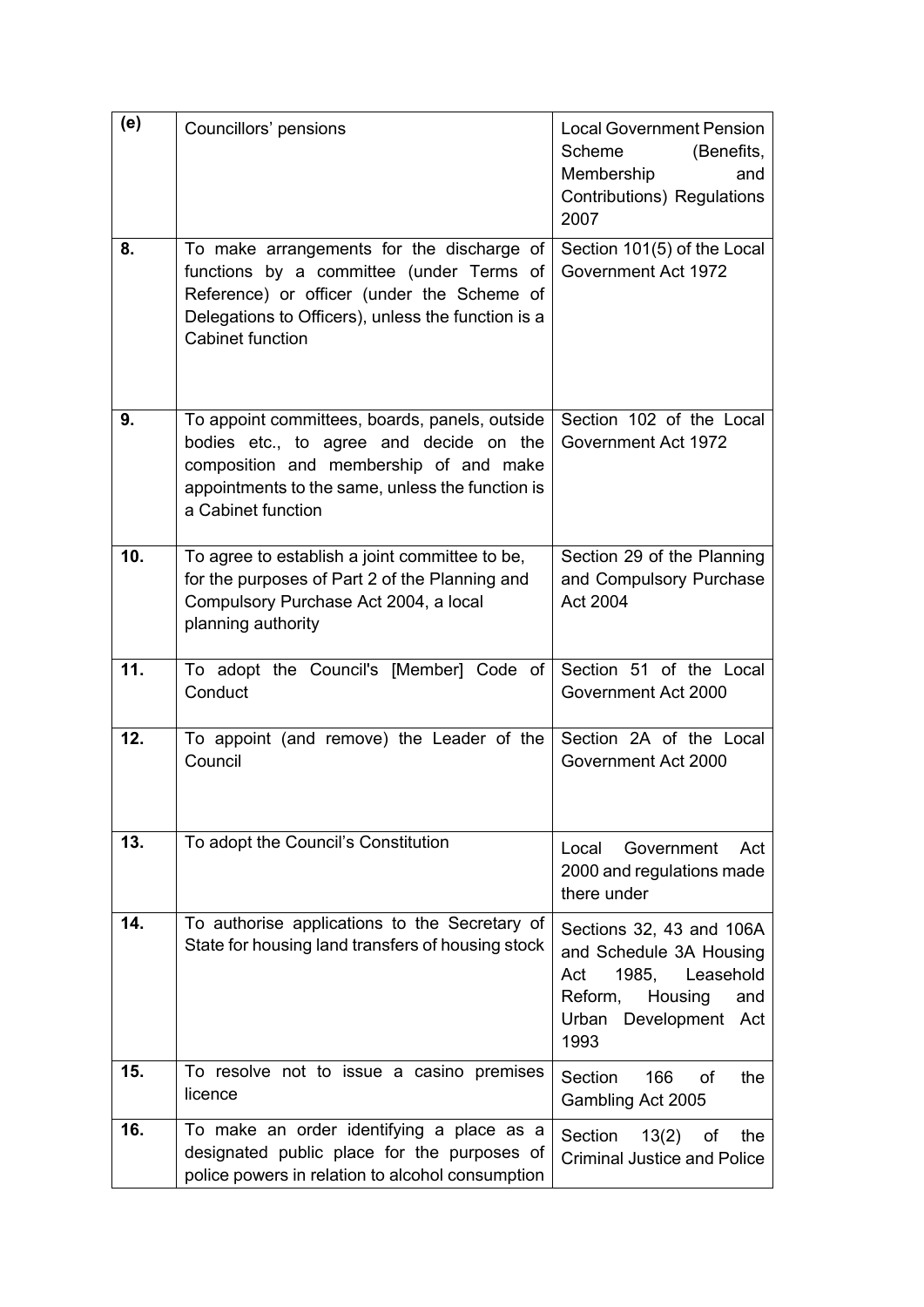| | | |
|---|---|---|
| **(e)** | Councillors' pensions | Local Government Pension Scheme (Benefits, Membership and Contributions) Regulations 2007 |
| **8.** | To make arrangements for the discharge of functions by a committee (under Terms of Reference) or officer (under the Scheme of Delegations to Officers), unless the function is a Cabinet function | Section 101(5) of the Local Government Act 1972 |
| **9.** | To appoint committees, boards, panels, outside bodies etc., to agree and decide on the composition and membership of and make appointments to the same, unless the function is a Cabinet function | Section 102 of the Local Government Act 1972 |
| **10.** | To agree to establish a joint committee to be, for the purposes of Part 2 of the Planning and Compulsory Purchase Act 2004, a local planning authority | Section 29 of the Planning and Compulsory Purchase Act 2004 |
| **11.** | To adopt the Council's [Member] Code of Conduct | Section 51 of the Local Government Act 2000 |
| **12.** | To appoint (and remove) the Leader of the Council | Section 2A of the Local Government Act 2000 |
| **13.** | To adopt the Council's Constitution | Local Government Act 2000 and regulations made there under |
| **14.** | To authorise applications to the Secretary of State for housing land transfers of housing stock | Sections 32, 43 and 106A and Schedule 3A Housing Act 1985, Leasehold Reform, Housing and Urban Development Act 1993 |
| **15.** | To resolve not to issue a casino premises licence | Section 166 of the Gambling Act 2005 |
| **16.** | To make an order identifying a place as a designated public place for the purposes of police powers in relation to alcohol consumption | Section 13(2) of the Criminal Justice and Police |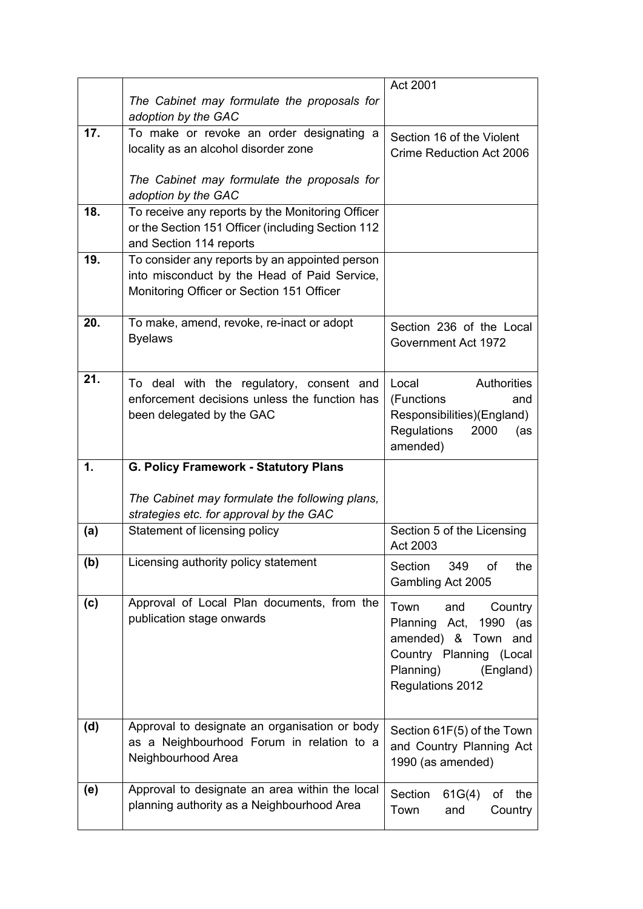| | | |
|---|---|---|
| | *The Cabinet may formulate the proposals for adoption by the GAC* | Act 2001 |
| **17.** | To make or revoke an order designating a locality as an alcohol disorder zone<br><br>*The Cabinet may formulate the proposals for adoption by the GAC* | Section 16 of the Violent Crime Reduction Act 2006 |
| **18.** | To receive any reports by the Monitoring Officer or the Section 151 Officer (including Section 112 and Section 114 reports | |
| **19.** | To consider any reports by an appointed person into misconduct by the Head of Paid Service, Monitoring Officer or Section 151 Officer | |
| **20.** | To make, amend, revoke, re-inact or adopt Byelaws | Section 236 of the Local Government Act 1972 |
| **21.** | To deal with the regulatory, consent and enforcement decisions unless the function has been delegated by the GAC | Local Authorities (Functions and Responsibilities)(England) Regulations 2000 (as amended) |
| **1.** | **G. Policy Framework - Statutory Plans**<br><br>*The Cabinet may formulate the following plans, strategies etc. for approval by the GAC* | |
| **(a)** | Statement of licensing policy | Section 5 of the Licensing Act 2003 |
| **(b)** | Licensing authority policy statement | Section 349 of the Gambling Act 2005 |
| **(c)** | Approval of Local Plan documents, from the publication stage onwards | Town and Country Planning Act, 1990 (as amended) & Town and Country Planning (Local Planning) (England) Regulations 2012 |
| **(d)** | Approval to designate an organisation or body as a Neighbourhood Forum in relation to a Neighbourhood Area | Section 61F(5) of the Town and Country Planning Act 1990 (as amended) |
| **(e)** | Approval to designate an area within the local planning authority as a Neighbourhood Area | Section 61G(4) of the Town and Country |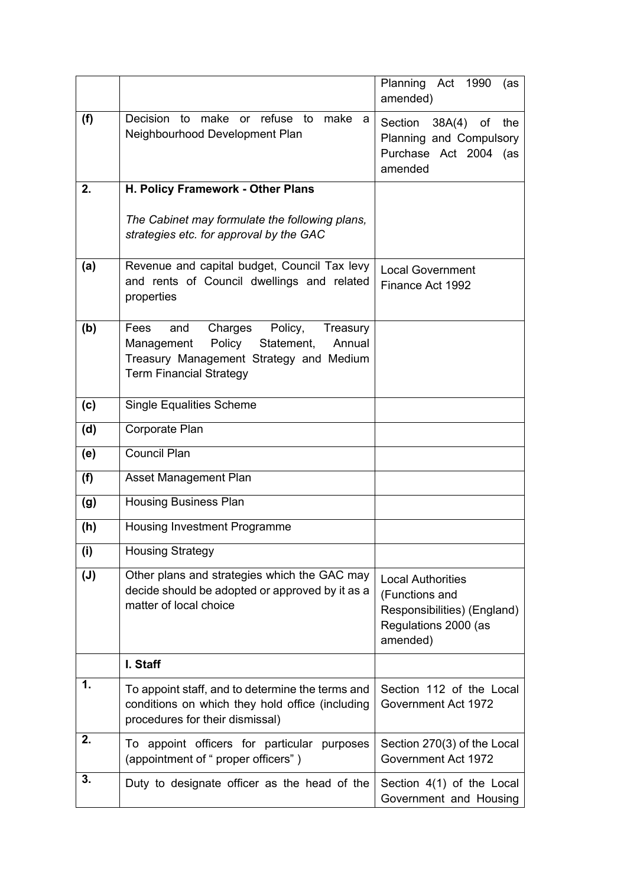| | | |
|---|---|---|
| | | Planning Act 1990 (as amended) |
| **(f)** | Decision to make or refuse to make a Neighbourhood Development Plan | Section 38A(4) of the Planning and Compulsory Purchase Act 2004 (as amended |
| **2.** | **H. Policy Framework - Other Plans**<br><br>*The Cabinet may formulate the following plans, strategies etc. for approval by the GAC* | |
| **(a)** | Revenue and capital budget, Council Tax levy and rents of Council dwellings and related properties | Local Government Finance Act 1992 |
| **(b)** | Fees and Charges Policy, Treasury Management Policy Statement, Annual Treasury Management Strategy and Medium Term Financial Strategy | |
| **(c)** | Single Equalities Scheme | |
| **(d)** | Corporate Plan | |
| **(e)** | Council Plan | |
| **(f)** | Asset Management Plan | |
| **(g)** | Housing Business Plan | |
| **(h)** | Housing Investment Programme | |
| **(i)** | Housing Strategy | |
| **(J)** | Other plans and strategies which the GAC may decide should be adopted or approved by it as a matter of local choice | Local Authorities (Functions and Responsibilities) (England) Regulations 2000 (as amended) |
| | **I. Staff** | |
| **1.** | To appoint staff, and to determine the terms and conditions on which they hold office (including procedures for their dismissal) | Section 112 of the Local Government Act 1972 |
| **2.** | To appoint officers for particular purposes (appointment of " proper officers" ) | Section 270(3) of the Local Government Act 1972 |
| **3.** | Duty to designate officer as the head of the | Section 4(1) of the Local Government and Housing |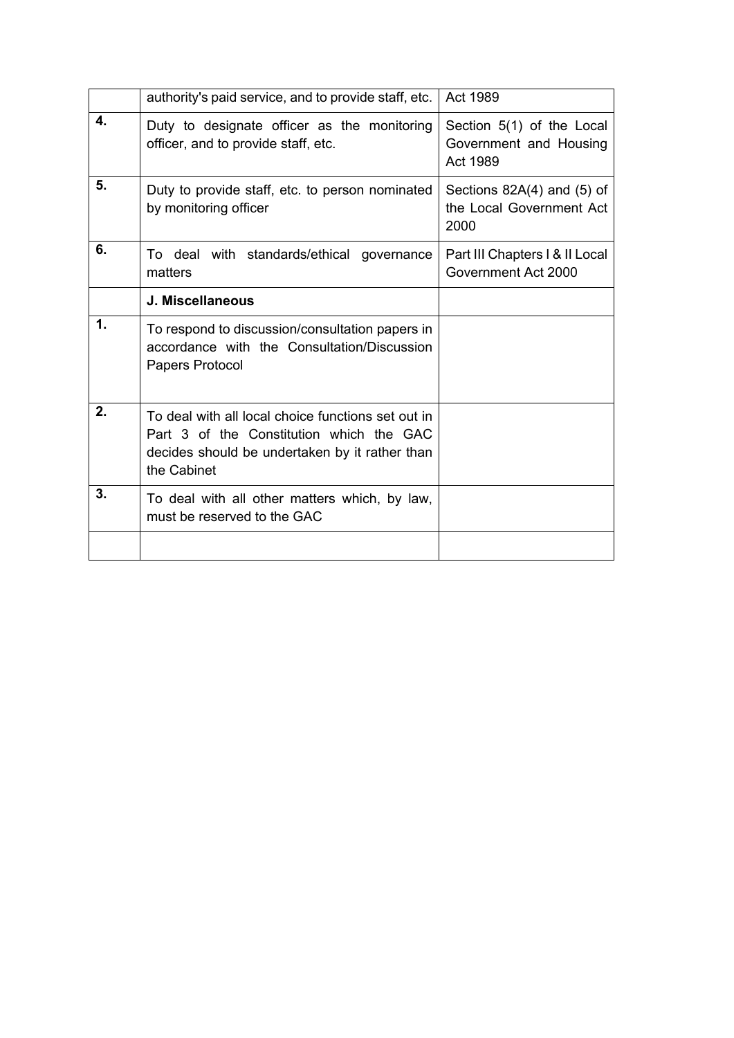| | | |
|---|---|---|
| | authority's paid service, and to provide staff, etc. | Act 1989 |
| **4.** | Duty to designate officer as the monitoring officer, and to provide staff, etc. | Section 5(1) of the Local Government and Housing Act 1989 |
| **5.** | Duty to provide staff, etc. to person nominated by monitoring officer | Sections 82A(4) and (5) of the Local Government Act 2000 |
| **6.** | To deal with standards/ethical governance matters | Part III Chapters I & II Local Government Act 2000 |
| | **J. Miscellaneous** | |
| **1.** | To respond to discussion/consultation papers in accordance with the Consultation/Discussion Papers Protocol | |
| **2.** | To deal with all local choice functions set out in Part 3 of the Constitution which the GAC decides should be undertaken by it rather than the Cabinet | |
| **3.** | To deal with all other matters which, by law, must be reserved to the GAC | |
| | | |